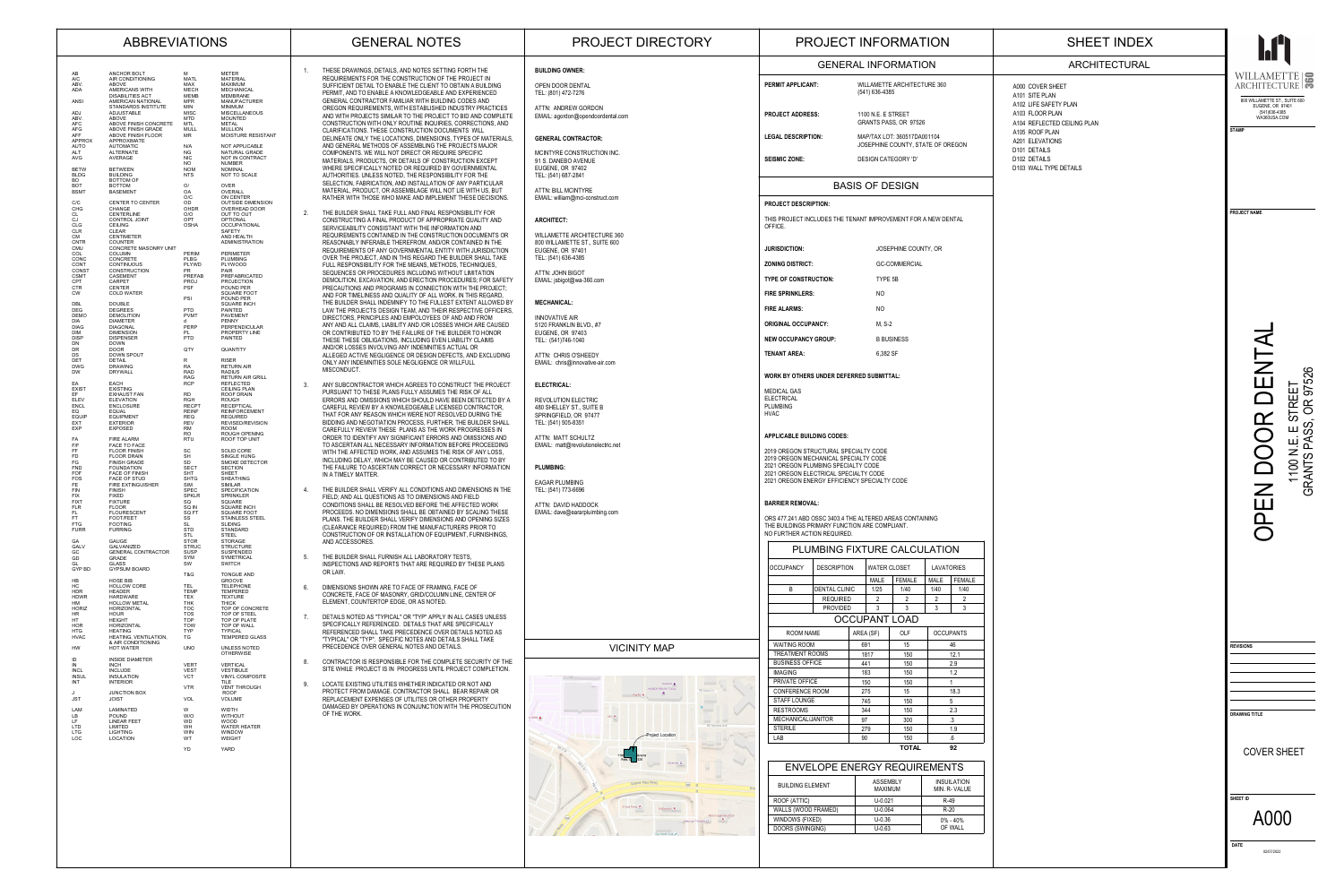# ABBREVIATIONS

| | | | |
|---|---|---|---|
| AB | ANCHOR BOLT | M | METER |
| A/C | AIR CONDITIONING | MATL | MATERIAL |
| ABV | ABOVE | MAX | MAXIMUM |
| ADA | AMERICANS WITH DISABILITIES ACT | MECH | MECHANICAL |
| ANSI | AMERICAN NATIONAL STANDARDS INSTITUTE | MEMB | MEMBRANE |
| ADJ | ADJUSTABLE | MFR | MANUFACTURER |
| ABV | ABOVE | MIN | MINIMUM |
| AFC | ABOVE FINISH CONCRETE | MISC | MISCELLANEOUS |
| AFG | ABOVE FINISH GRADE | MTD | MOUNTED |
| AFF | ABOVE FINISH FLOOR | MTL | METAL |
| APPROX | APPROXIMATE | MULL | MULLION |
| AUTO | AUTOMATIC | MR | MOISTURE RESISTANT |
| ALT | ALTERNATE | N/A | NOT APPLICABLE |
| AVG | AVERAGE | NG | NATURAL GRADE |
| BETW | BETWEEN | NIC | NOT IN CONTRACT |
| BLDG | BUILDING | NO | NUMBER |
| BO | BOTTOM OF | NOM | NOMINAL |
| BOT | BOTTOM | NTS | NOT TO SCALE |
| BSMT | BASEMENT | O/ | OVER |
| C/C | CENTER TO CENTER | OA | OVERALL |
| CHG | CHANGE | O/C | ON CENTER |
| CL | CENTERLINE | OD | OUTSIDE DIMENSION |
| CJ | CONTROL JOINT | OHDR | OVERHEAD DOOR |
| CLG | CEILING | O/O | OUT TO OUT |
| CLR | CLEAR | OPT | OPTIONAL |
| CM | CENTIMETER | OSHA | OCCUPATIONAL SAFETY AND HEALTH ADMINISTRATION |
| CNTR | COUNTER | PERIM | PERIMETER |
| CMU | CONCRETE MASONRY UNIT | PLBG | PLUMBING |
| COL | COLUMN | PLYWD | PLYWOOD |
| CONC | CONCRETE | PR | PAIR |
| CONT | CONTINUOUS | PREFAB | PREFABRICATED |
| CONST | CONSTRUCTION | PROJ | PROJECTION |
| CSMT | CASEMENT | PSF | POUND PER SQUARE FOOT |
| CPT | CARPET | PSI | POUND PER SQUARE INCH |
| CTR | CENTER | PTD | PAINTED |
| CW | COLD WATER | PVMT | PAVEMENT |
| DBL | DOUBLE | d | PENNY |
| DEG | DEGREES | PERP | PERPENDICULAR |
| DEMO | DEMOLITION | PL | PROPERTY LINE |
| DIA | DIAMETER | PTD | PAINTED |
| DIAG | DIAGONAL | QTY | QUANTITY |
| DIM | DIMENSION | R | RISER |
| DISP | DISPENSER | RA | RETURN AIR |
| DN | DOWN | RAD | RADIUS |
| DR | DOOR | RAG | RETURN AIR GRILL |
| DS | DOWN SPOUT | RCP | REFLECTED CEILING PLAN |
| DET | DETAIL | RD | ROOF DRAIN |
| DWG | DRAWING | RGH | ROUGH |
| DW | DRYWALL | RECPT | RECEPTICAL |
| EA | EACH | REINF | REINFORCEMENT |
| EXIST | EXISTING | REQ | REQUIRED |
| EF | EXHAUST FAN | REV | REVISED/REVISION |
| ELEV | ELEVATION | RM | ROOM |
| ENCL | ENCLOSURE | RO | ROUGH OPENING |
| EQ | EQUAL | RTU | ROOF TOP UNIT |
| EQUIP | EQUIPMENT | SC | SOLID CORE |
| EXT | EXTERIOR | SH | SINGLE HUNG |
| EXP | EXPOSED | SD | SMOKE DETECTOR |
| FA | FIRE ALARM | SECT | SECTION |
| F/F | FACE TO FACE | SHT | SHEET |
| FF | FLOOR FINISH | SHTG | SHEATHING |
| FD | FLOOR DRAIN | SIM | SIMILAR |
| FG | FINISH GRADE | SPEC | SPECIFICATION |
| FND | FOUNDATION | SPKLR | SPRINKLER |
| FOF | FACE OF FINISH | SQ | SQUARE |
| FOS | FACE OF STUD | SQ IN | SQUARE INCH |
| FE | FIRE EXTINGUISHER | SQ FT | SQUARE FOOT |
| FIN | FINISH | SS | STAINLESS STEEL |
| FIX | FIXED | SL | SLIDING |
| FIXT | FIXTURE | STD | STANDARD |
| FLR | FLOOR | STL | STEEL |
| FL | FLOURESCENT | STOR | STORAGE |
| FT | FOOT/FEET | STRUC | STRUCTURE |
| FTG | FOOTING | SUSP | SUSPENDED |
| FURR | FURRING | SYM | SYMETRICAL |
| GA | GAUGE | SW | SWITCH |
| GALV | GALVANIZED | T&G | TONGUE AND GROOVE |
| GC | GENERAL CONTRACTOR | TEL | TELEPHONE |
| GD | GRADE | TEMP | TEMPERED |
| GL | GLASS | TEX | TEXTURE |
| GYP BD | GYPSUM BOARD | THK | THICK |
| HB | HOSE BIB | TOC | TOP OF CONCRETE |
| HC | HOLLOW CORE | TOS | TOP OF STEEL |
| HDR | HEADER | TOP | TOP OF PLATE |
| HDWR | HARDWARE | TOW | TOP OF WALL |
| HM | HOLLOW METAL | TYP | TYPICAL |
| HORIZ | HORIZONTAL | TG | TEMPERED GLASS |
| HR | HOUR | UNO | UNLESS NOTED OTHERWISE |
| HT | HEIGHT | VERT | VERTICAL |
| HOR | HORIZONTAL | VEST | VESTIBULE |
| HTG | HEATING | VCT | VINYL COMPOSITE TILE |
| HVAC | HEATING, VENTILATION, & AIR CONDITIONING | VTR | VENT THROUGH ROOF |
| HW | HOT WATER | VOL | VOLUME |
| ID | INSIDE DIAMETER | W | WIDTH |
| IN | INCH | W/O | WITHOUT |
| INCL | INCLUDE | WD | WOOD |
| INSUL | INSULATION | WH | WATER HEATER |
| INT | INTERIOR | WIN | WINDOW |
| J | JUNCTION BOX | WT | WEIGHT |
| JST | JOIST | YD | YARD |
| LAM | LAMINATED | | |
| LB | POUND | | |
| LF | LINEAR FEET | | |
| LTD | LIMITED | | |
| LTG | LIGHTING | | |
| LOC | LOCATION | | |

# GENERAL NOTES

1. THESE DRAWINGS, DETAILS, AND NOTES SETTING FORTH THE REQUIREMENTS FOR THE CONSTRUCTION OF THE PROJECT IN SUFFICIENT DETAIL TO ENABLE THE CLIENT TO OBTAIN A BUILDING PERMIT, AND TO ENABLE A KNOWLEDGEABLE AND EXPERIENCED GENERAL CONTRACTOR FAMILIAR WITH BUILDING CODES AND OREGON REQUIREMENTS, WITH ESTABLISHED INDUSTRY PRACTICES AND WITH PROJECTS SIMILAR TO THE PROJECT TO BID AND COMPLETE CONSTRUCTION WITH ONLY ROUTINE INQUIRIES, CORRECTIONS, AND CLARIFICATIONS. THESE CONSTRUCTION DOCUMENTS WILL DELINEATE ONLY THE LOCATIONS, DIMENSIONS, TYPES OF MATERIALS, AND GENERAL METHODS OF ASSEMBLING THE PROJECTS MAJOR COMPONENTS. WE WILL NOT DIRECT OR REQUIRE SPECIFIC MATERIALS, PRODUCTS, OR DETAILS OF CONSTRUCTION EXCEPT WHERE SPECIFICALLY NOTED OR REQUIRED BY GOVERNMENTAL AUTHORITIES. UNLESS NOTED, THE RESPONSIBILITY FOR THE SELECTION, FABRICATION, AND INSTALLATION OF ANY PARTICULAR MATERIAL, PRODUCT, OR ASSEMBLAGE WILL NOT LIE WITH US, BUT RATHER WITH THOSE WHO MAKE AND IMPLEMENT THESE DECISIONS.
2. THE BUILDER SHALL TAKE FULL AND FINAL RESPONSIBILITY FOR CONSTRUCTING A FINAL PRODUCT OF APPROPRIATE QUALITY AND SERVICEABILITY CONSISTANT WITH THE INFORMATION AND REQUIREMENTS CONTAINED IN THE CONSTRUCTION DOCUMENTS OR REASONABLY INFERABLE THEREFROM, AND/OR CONTAINED IN THE REQUIREMENTS OF ANY GOVERNMENTAL ENTITY WITH JURISDICTION OVER THE PROJECT, AND IN THIS REGARD THE BUILDER SHALL TAKE FULL RESPONSIBILITY FOR THE MEANS, METHODS, TECHNIQUES, SEQUENCES OR PROCEDURES INCLUDING WITHOUT LIMITATION DEMOLITION, EXCAVATION, AND ERECTION PROCEDURES; FOR SAFETY PRECAUTIONS AND PROGRAMS IN CONNECTION WITH THE PROJECT; AND FOR TIMELINESS AND QUALITY OF ALL WORK. IN THIS REGARD, THE BUILDER SHALL INDEMNIFY TO THE FULLEST EXTENT ALLOWED BY LAW THE PROJECTS DESIGN TEAM, AND THEIR RESPECTIVE OFFICERS, DIRECTORS, PRINCIPLES AND EMPOLOYEES OF AND FROM ANY AND ALL CLAIMS, LIABILITY AND /OR LOSSES WHICH ARE CAUSED OR CONTRIBUTED TO BY THE FAILURE OF THE BUILDER TO HONOR THESE THESE OBLIGATIONS, INCLUDING EVEN LIABILITY CLAIMS AND/OR LOSSES INVOLVING ANY INDEMNITIES ACTUAL OR ALLEGED ACTIVE NEGLIGENCE OR DESIGN DEFECTS, AND EXCLUDING ONLY ANY INDEMNITIES SOLE NEGLIGENCE OR WILLFULL MISCONDUCT.
3. ANY SUBCONTRACTOR WHICH AGREES TO CONSTRUCT THE PROJECT PURSUANT TO THESE PLANS FULLY ASSUMES THE RISK OF ALL ERRORS AND OMISSIONS WHICH SHOULD HAVE BEEN DETECTED BY A CAREFUL REVIEW BY A KNOWLEDGEABLE LICENSED CONTRACTOR, THAT FOR ANY REASON WHICH WERE NOT RESOLVED DURING THE BIDDING AND NEGOTIATION PROCESS, FURTHER, THE BUILDER SHALL CAREFULLY REVIEW THESE PLANS AS THE WORK PROGRESSES IN ORDER TO IDENTIFY ANY SIGNIFICANT ERRORS AND OMISSIONS AND TO ASCERTAIN ALL NECESSARY INFORMATION BEFORE PROCEEDING WITH THE AFFECTED WORK, AND ASSUMES THE RISK OF ANY LOSS, INCLUDING DELAY, WHICH MAY BE CAUSED OR CONTRIBUTED TO BY THE FAILURE TO ASCERTAIN CORRECT OR NECESSARY INFORMATION IN A TIMELY MATTER.
4. THE BUILDER SHALL VERIFY ALL CONDITIONS AND DIMENSIONS IN THE FIELD; AND ALL QUESTIONS AS TO DIMENSIONS AND FIELD CONDITIONS SHALL BE RESOLVED BEFORE THE AFFECTED WORK PROCEEDS. NO DIMENSIONS SHALL BE OBTAINED BY SCALING THESE PLANS. THE BUILDER SHALL VERIFY DIMENSIONS AND OPENING SIZES (CLEARANCE REQUIRED) FROM THE MANUFACTURERS PRIOR TO CONSTRUCTION OF OR INSTALLATION OF EQUIPMENT, FURNISHINGS, AND ACCESSORIES.
5. THE BUILDER SHALL FURNISH ALL LABORATORY TESTS, INSPECTIONS AND REPORTS THAT ARE REQUIRED BY THESE PLANS OR LAW.
6. DIMENSIONS SHOWN ARE TO FACE OF FRAMING, FACE OF CONCRETE, FACE OF MASONRY, GRID/COLUMN LINE, CENTER OF ELEMENT, COUNTERTOP EDGE, OR AS NOTED.
7. DETAILS NOTED AS "TYPICAL" OR "TYP" APPLY IN ALL CASES UNLESS SPECIFICALLY REFERENCED. DETAILS THAT ARE SPECIFICALLY REFERENCED SHALL TAKE PRECEDENCE OVER DETAILS NOTED AS "TYPICAL" OR "TYP". SPECIFIC NOTES AND DETAILS SHALL TAKE PRECEDENCE OVER GENERAL NOTES AND DETAILS.
8. CONTRACTOR IS RESPONSIBLE FOR THE COMPLETE SECURITY OF THE SITE WHILE PROJECT IS IN PROGRESS UNTIL PROJECT COMPLETION.
9. LOCATE EXISTING UTILITIES WHETHER INDICATED OR NOT AND PROTECT FROM DAMAGE. CONTRACTOR SHALL BEAR REPAIR OR REPLACEMENT EXPENSES OF UTILITIES OR OTHER PROPERTY DAMAGED BY OPERATIONS IN CONJUNCTION WITH THE PROSECUTION OF THE WORK.

# PROJECT DIRECTORY

**BUILDING OWNER:**

OPEN DOOR DENTAL
TEL: (801) 472-7276

ATTN: ANDREW GORDON
EMAIL: agordon@opendoordental.com

**GENERAL CONTRACTOR:**

MCINTYRE CONSTRUCTION INC.
91 S. DANEBO AVENUE
EUGENE, OR 97402
TEL: (541) 687-2841

ATTN: BILL MCINTYRE
EMAIL: william@mci-construct.com

**ARCHITECT:**

WILLAMETTE ARCHITECTURE 360
800 WILLAMETTE ST., SUITE 600
EUGENE, OR 97401
TEL: (541) 636-4385

ATTN: JOHN BIGOT
EMAIL: jbigot@wa-360.com

**MECHANICAL:**

INNOVATIVE AIR
5120 FRANKLIN BLVD., #7
EUGENE, OR 97403
TEL: (541)746-1040

ATTN: CHRIS O'SHEEDY
EMAIL: chris@innovative-air.com

**ELECTRICAL:**

REVOLUTION ELECTRIC
480 SHELLEY ST., SUITE B
SPRINGFIELD, OR 97477
TEL: (541) 505-8351

ATTN: MATT SCHULTZ
EMAIL: matt@revolutionelectric.net

**PLUMBING:**

EAGAR PLUMBING
TEL: (541) 773-6696

ATTN: DAVID HADDOCK
EMAIL: dave@eararplumbing.com

## VICINITY MAP

Project Location

# PROJECT INFORMATION

## GENERAL INFORMATION

**PERMIT APPLICANT:** WILLAMETTE ARCHITECTURE 360, (541) 636-4385

**PROJECT ADDRESS:** 1100 N.E. E STREET, GRANTS PASS, OR 97526

**LEGAL DESCRIPTION:** MAP/TAX LOT: 360517DA001104, JOSEPHINE COUNTY, STATE OF OREGON

**SEISMIC ZONE:** DESIGN CATEGORY 'D'

## BASIS OF DESIGN

**PROJECT DESCRIPTION:**

THIS PROJECT INCLUDES THE TENANT IMPROVEMENT FOR A NEW DENTAL OFFICE.

**JURISDICTION:** JOSEPHINE COUNTY, OR

**ZONING DISTRICT:** GC-COMMERCIAL

**TYPE OF CONSTRUCTION:** TYPE 5B

**FIRE SPRINKLERS:** NO

**FIRE ALARMS:** NO

**ORIGINAL OCCUPANCY:** M, S-2

**NEW OCCUPANCY GROUP:** B BUSINESS

**TENANT AREA:** 6,382 SF

**WORK BY OTHERS UNDER DEFERRED SUBMITTAL:**

MEDICAL GAS
ELECTRICAL
PLUMBING
HVAC

**APPLICABLE BUILDING CODES:**

2019 OREGON STRUCTURAL SPECIALTY CODE
2019 OREGON MECHANICAL SPECIALTY CODE
2021 OREGON PLUMBING SPECIALTY CODE
2021 OREGON ELECTRICAL SPECIALTY CODE
2021 OREGON ENERGY EFFICIENCY SPECIALTY CODE

**BARRIER REMOVAL:**

ORS 477.241 ABD OSSC 3403.4 THE ALTERED AREAS CONTAINING THE BUILDINGS PRIMARY FUNCTION ARE COMPLIANT. NO FURTHER ACTION REQUIRED.

## PLUMBING FIXTURE CALCULATION

| OCCUPANCY | DESCRIPTION | WATER CLOSET | | LAVATORIES | |
|---|---|---|---|---|---|
| | | MALE | FEMALE | MALE | FEMALE |
| B | DENTAL CLINIC | 1/25 | 1/40 | 1/40 | 1/40 |
| | REQUIRED | 2 | 2 | 2 | 2 |
| | PROVIDED | 3 | 3 | 3 | 3 |

## OCCUPANT LOAD

| ROOM NAME | AREA (SF) | OLF | OCCUPANTS |
|---|---|---|---|
| WAITING ROOM | 691 | 15 | 46 |
| TREATMENT ROOMS | 1817 | 150 | 12.1 |
| BUSINESS OFFICE | 441 | 150 | 2.9 |
| IMAGING | 183 | 150 | 1.2 |
| PRIVATE OFFICE | 150 | 150 | 1 |
| CONFERENCE ROOM | 275 | 15 | 18.3 |
| STAFF LOUNGE | 745 | 150 | 5 |
| RESTROOMS | 344 | 150 | 2.3 |
| MECHANICAL/JANITOR | 97 | 300 | .3 |
| STERILE | 279 | 150 | 1.9 |
| LAB | 90 | 150 | .6 |
| | | TOTAL | 92 |

## ENVELOPE ENERGY REQUIREMENTS

| BUILDING ELEMENT | ASSEMBLY MAXIMUM | INSULATION MIN. R- VALUE |
|---|---|---|
| ROOF (ATTIC) | U-0.021 | R-49 |
| WALLS (WOOD FRAMED) | U-0.064 | R-20 |
| WINDOWS (FIXED) | U-0.36 | 0% - 40% OF WALL |
| DOORS (SWINGING) | U-0.63 | |

# SHEET INDEX

## ARCHITECTURAL

A000 COVER SHEET
A101 SITE PLAN
A102 LIFE SAFETY PLAN
A103 FLOOR PLAN
A104 REFLECTED CEILING PLAN
A105 ROOF PLAN
A201 ELEVATIONS
D101 DETAILS
D102 DETAILS
D103 WALL TYPE DETAILS

---

WILLAMETTE ARCHITECTURE 360
800 WILLAMETTE ST., SUITE 600
EUGENE, OR 97401
(541)636-4385
WA360USA.COM

STAMP

PROJECT NAME

**OPEN DOOR DENTAL**
1100 N.E. E STREET
GRANTS PASS, OR 97526

REVISIONS

DRAWING TITLE

COVER SHEET

SHEET ID

A000

DATE

02/07/2022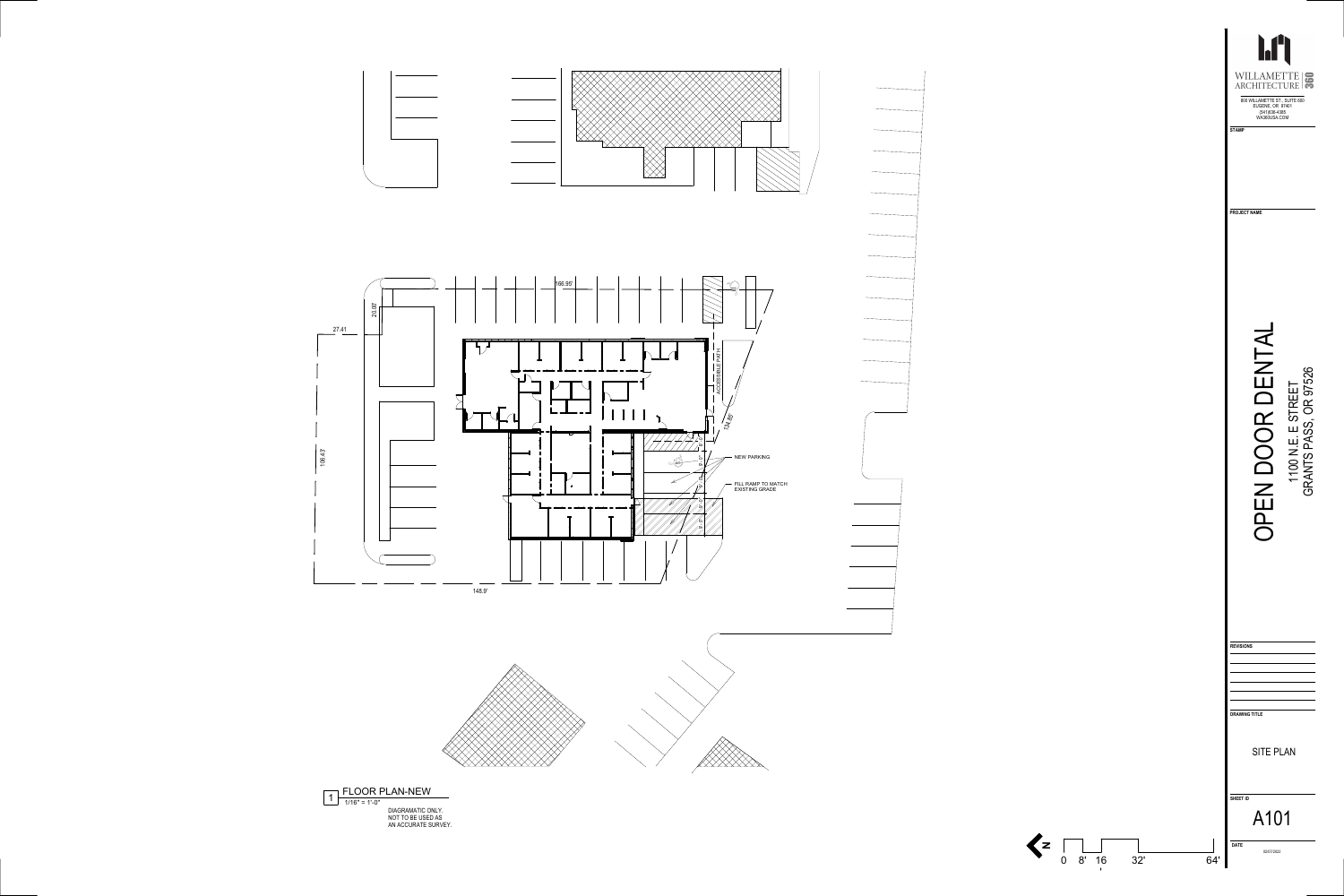WILLAMETTE ARCHITECTURE 360

808 WILLAMETTE ST., SUITE 600
EUGENE, OR 97401
(541)636-4385
WA360USA.COM

STAMP

PROJECT NAME

# OPEN DOOR DENTAL

1100 N.E. E STREET
GRANTS PASS, OR 97526

REVISIONS

DRAWING TITLE

SITE PLAN

SHEET ID

A101

DATE

02/07/2022

166.95'

20.00'

27.41

108.43'

148.9'

124.86'

ACCESSIBLE PATH

NEW PARKING

FILL RAMP TO MATCH EXISTING GRADE

1 FLOOR PLAN-NEW

1/16" = 1'-0"

DIAGRAMATIC ONLY.
NOT TO BE USED AS
AN ACCURATE SURVEY.

N

0 8' 16 32' 64'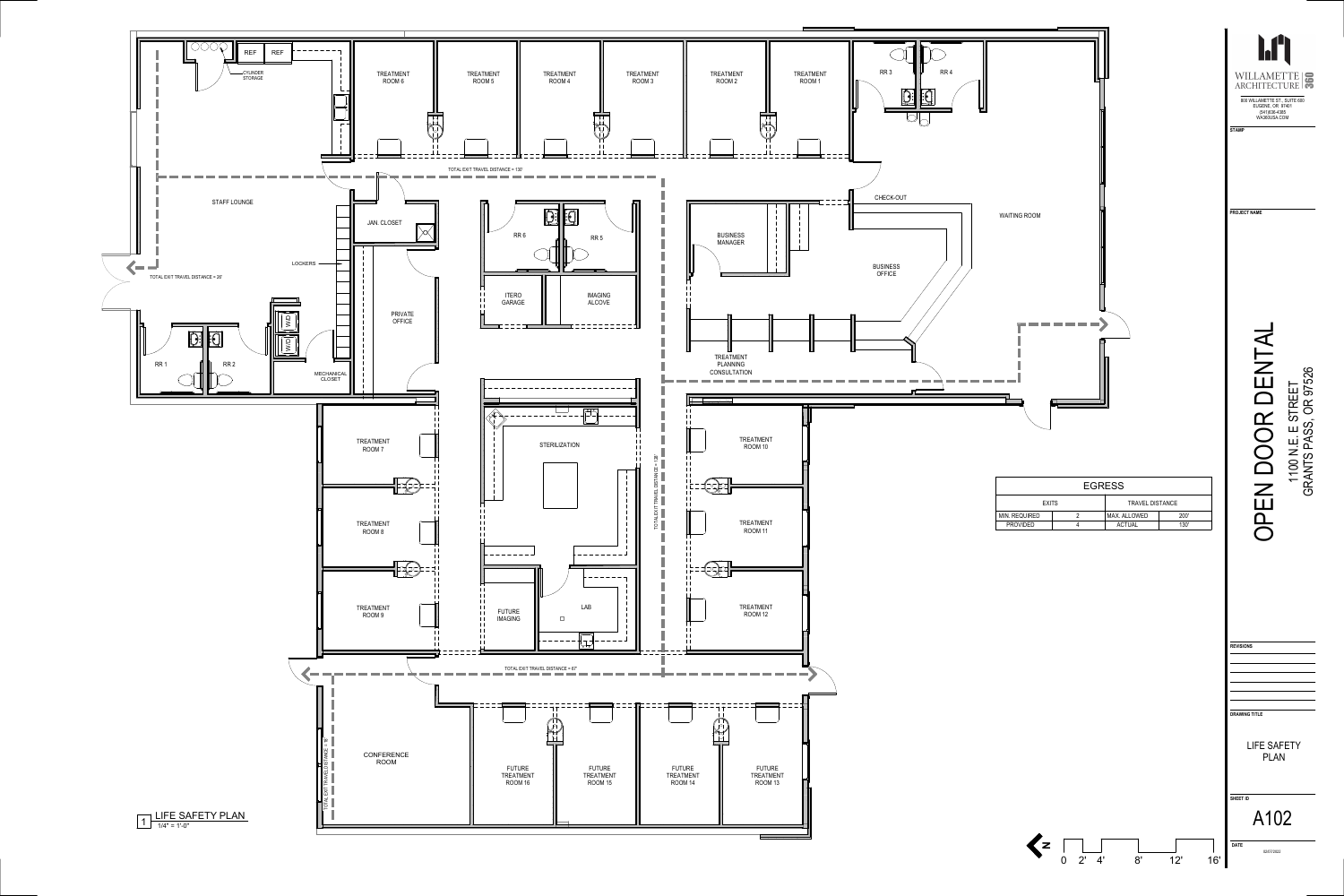# LIFE SAFETY PLAN

1 LIFE SAFETY PLAN
1/4" = 1'-0"

CYLINDER STORAGE

REF

REF

TREATMENT ROOM 6

TREATMENT ROOM 5

TREATMENT ROOM 4

TREATMENT ROOM 3

TREATMENT ROOM 2

TREATMENT ROOM 1

RR 3

RR 4

TOTAL EXIT TRAVEL DISTANCE = 130'

STAFF LOUNGE

JAN. CLOSET

RR 6

RR 5

CHECK-OUT

WAITING ROOM

BUSINESS MANAGER

BUSINESS OFFICE

LOCKERS

TOTAL EXIT TRAVEL DISTANCE = 26'

PRIVATE OFFICE

ITERO GARAGE

IMAGING ALCOVE

RR 1

RR 2

MECHANICAL CLOSET

TREATMENT PLANNING CONSULTATION

TREATMENT ROOM 7

STERILIZATION

TREATMENT ROOM 10

TOTAL EXIT TRAVEL DISTANCE = 136'

TREATMENT ROOM 8

TREATMENT ROOM 11

TREATMENT ROOM 9

FUTURE IMAGING

LAB

TREATMENT ROOM 12

TOTAL EXIT TRAVEL DISTANCE = 67'

CONFERENCE ROOM

TOTAL EXIT TRAVEL DISTANCE = 30'

FUTURE TREATMENT ROOM 16

FUTURE TREATMENT ROOM 15

FUTURE TREATMENT ROOM 14

FUTURE TREATMENT ROOM 13

| EGRESS | | | |
|---|---|---|---|
| EXITS | | TRAVEL DISTANCE | |
| MIN. REQUIRED | 2 | MAX. ALLOWED | 200' |
| PROVIDED | 4 | ACTUAL | 130' |

N

0 2' 4' 8' 12' 16'

WILLAMETTE ARCHITECTURE 360
800 WILLAMETTE ST., SUITE 600
EUGENE, OR 97401
(541)636-4385
WA360USA.COM

STAMP

PROJECT NAME

OPEN DOOR DENTAL
1100 N.E. E STREET
GRANTS PASS, OR 97526

REVISIONS

DRAWING TITLE

LIFE SAFETY PLAN

SHEET ID

A102

DATE
02/07/2022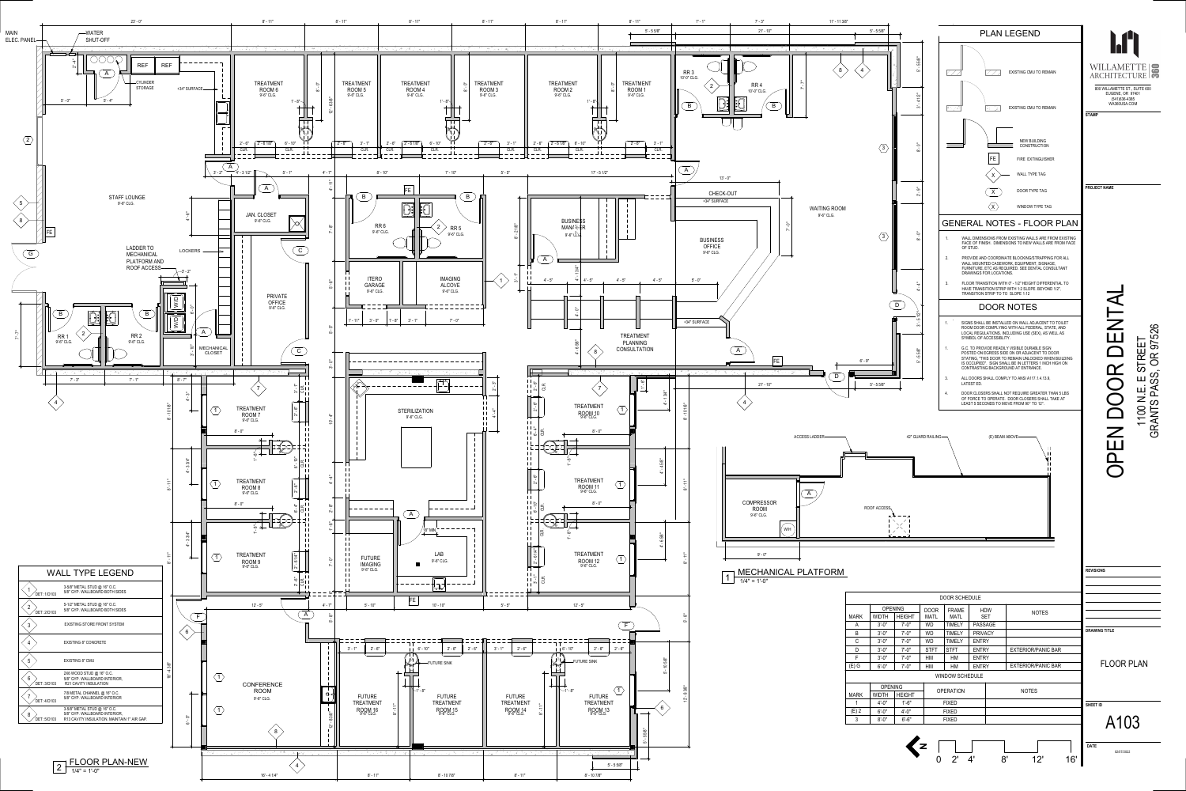# OPEN DOOR DENTAL

1100 N.E. E STREET
GRANTS PASS, OR 97526

WILLAMETTE ARCHITECTURE 360
808 WILLAMETTE ST., SUITE 600
EUGENE, OR 97401
(541)636-4385
WA360USA.COM

## PLAN LEGEND

- EXISTING CMU TO REMAIN
- EXISTING CMU TO REMAIN
- NEW BUILDING CONSTRUCTION
- FE — FIRE EXTINGUISHER
- WALL TYPE TAG
- DOOR TYPE TAG
- WINDOW TYPE TAG

## GENERAL NOTES - FLOOR PLAN

1. WALL DIMENSIONS FROM EXISTING WALLS ARE FROM EXISTING FACE OF FINISH. DIMENSIONS TO NEW WALLS ARE FROM FACE OF STUD.
2. PROVIDE AND COORDINATE BLOCKING/STRAPPING FOR ALL WALL MOUNTED CASEWORK, EQUIPMENT, SIGNAGE, FURNITURE, ETC AS REQUIRED. SEE DENTAL CONSULTANT DRAWINGS FOR LOCATIONS.
3. FLOOR TRANSITION WITH 0" - 1/2" HEIGHT DIFFERENTIAL TO HAVE TRANSITION STRIP WITH 1:2 SLOPE. BEYOND 1/2", TRANSITION STRIP TO TO SLOPE 1:12

## DOOR NOTES

1. SIGNS SHALL BE INSTALLED ON WALL ADJACENT TO TOILET ROOM DOOR COMPLYING WITH ALL FEDERAL, STATE, AND LOCAL REGULATIONS, INCLUDING USE (SEX), AS WELL AS SYMBOL OF ACCESSIBILITY.
1. G.C. TO PROVIDE READILY VISIBLE DURABLE SIGN POSTED ON EGRESS SIDE ON OR ADJACENT TO DOOR STATING, "THIS DOOR TO REMAIN UNLOCKED WHEN BUILDING IS OCCUPIED". SIGN SHALL BE IN LETTERS 1 INCH HIGH ON CONTRASTING BACKGROUND AT ENTRANCE.
3. ALL DOORS SHALL COMPLY TO ANSI A117.1.4.13.8, LATEST ED.
4. DOOR CLOSERS SHALL NOT REQUIRE GREATER THAN 5 LBS OF FORCE TO OPERATE. DOOR CLOSERS SHALL TAKE AT LEAST 5 SECONDS TO MOVE FROM 90° TO 12°.

## WALL TYPE LEGEND

| TYPE | DESCRIPTION |
|---|---|
| 1 (DET: 1/D103) | 3-5/8" METAL STUD @ 16" O.C. 5/8" GYP. WALLBOARD BOTH SIDES |
| 2 (DET: 2/D103) | 5-1/2" METAL STUD @ 16" O.C. 5/8" GYP. WALLBOARD BOTH SIDES |
| 3 | EXISTING STORE FRONT SYSTEM |
| 4 | EXISTING 8" CONCRETE |
| 5 | EXISTING 8" CMU |
| 6 (DET: 3/D103) | 2X6 WOOD STUD @ 16" O.C. 5/8" GYP. WALLBOARD INTERIOR, R21 CAVITY INSULATION |
| 7 (DET: 4/D103) | 7/8 METAL CHANNEL @ 16" O.C. 5/8" GYP. WALLBOARD INTERIOR |
| 8 (DET: 5/D103) | 3-5/8" METAL STUD @ 16" O.C. 5/8" GYP. WALLBOARD INTERIOR, R13 CAVITY INSULATION. MAINTAIN 1" AIR GAP. |

## DOOR SCHEDULE

| MARK | OPENING WIDTH | OPENING HEIGHT | DOOR MATL | FRAME MATL | HDW SET | NOTES |
|---|---|---|---|---|---|---|
| A | 3'-0" | 7'-0" | WD | TIMELY | PASSAGE | |
| B | 3'-0" | 7'-0" | WD | TIMELY | PRIVACY | |
| C | 3'-0" | 7'-0" | WD | TIMELY | ENTRY | |
| D | 3'-0" | 7'-0" | STFT | STFT | ENTRY | EXTERIOR/PANIC BAR |
| F | 3'-0" | 7'-0" | HM | HM | ENTRY | |
| (E) G | 6'-0" | 7'-0" | HM | HM | ENTRY | EXTERIOR/PANIC BAR |

## WINDOW SCHEDULE

| MARK | OPENING WIDTH | OPENING HEIGHT | OPERATION | NOTES |
|---|---|---|---|---|
| 1 | 4'-0" | 1'-6" | FIXED | |
| (E) 2 | 6'-0" | 4'-0" | FIXED | |
| 3 | 8'-0" | 6'-6" | FIXED | |

1 MECHANICAL PLATFORM — 1/4" = 1'-0"

2 FLOOR PLAN-NEW — 1/4" = 1'-0"

REVISIONS

DRAWING TITLE: FLOOR PLAN

SHEET ID: A103

DATE: 02/07/2022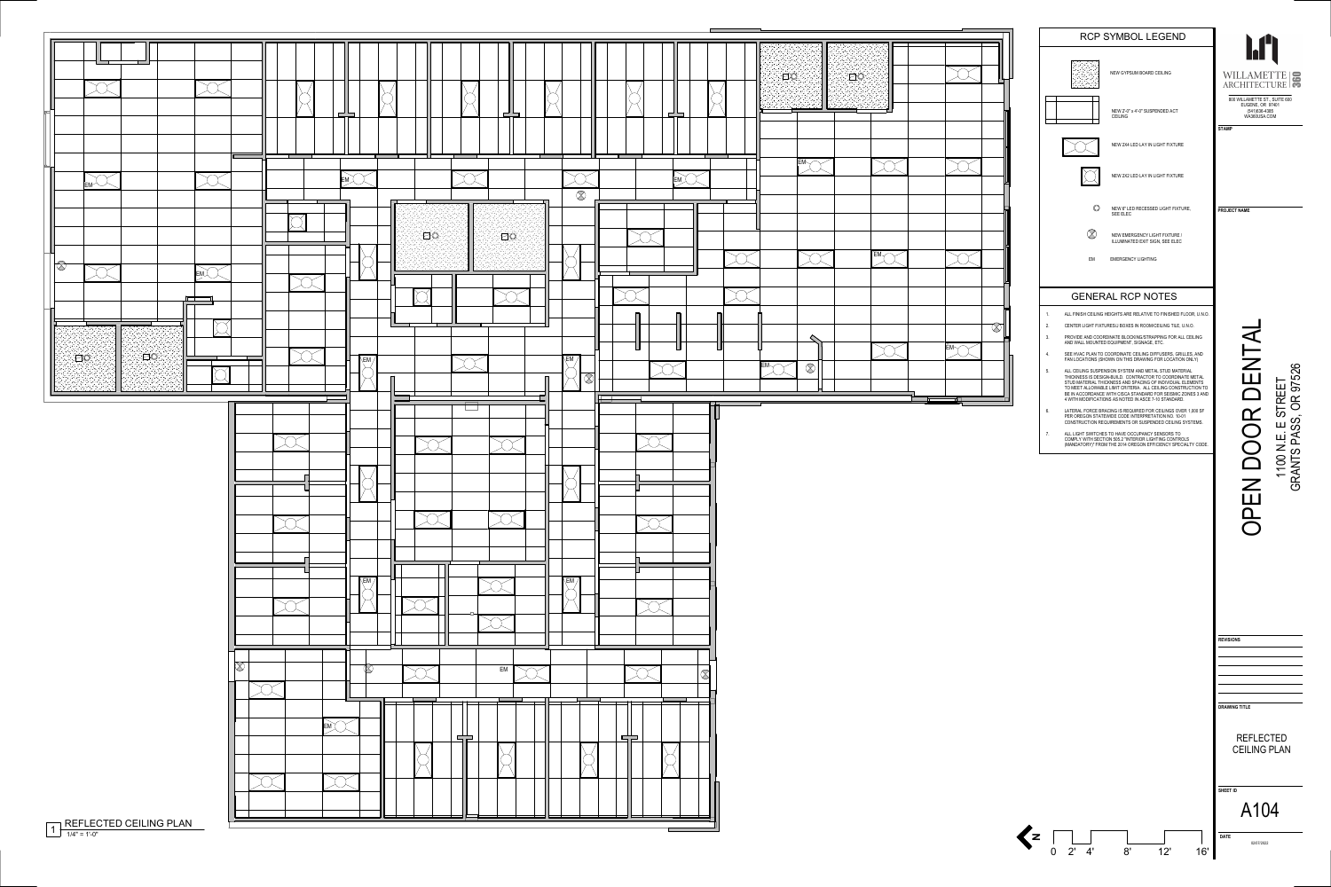## RCP SYMBOL LEGEND

| Symbol | Description |
| --- | --- |
| | NEW GYPSUM BOARD CEILING |
| | NEW 2'-0" x 4'-0" SUSPENDED ACT CEILING |
| | NEW 2X4 LED LAY IN LIGHT FIXTURE |
| | NEW 2X2 LED LAY IN LIGHT FIXTURE |
| | NEW 6" LED RECESSED LIGHT FIXTURE, SEE ELEC |
| | NEW EMERGENCY LIGHT FIXTURE / ILLUMINATED EXIT SIGN, SEE ELEC |
| EM | EMERGENCY LIGHTING |

## GENERAL RCP NOTES

1. ALL FINISH CEILING HEIGHTS ARE RELATIVE TO FINISHED FLOOR, U.N.O.
2. CENTER LIGHT FIXTURES/J BOXES IN ROOM/CEILING TILE, U.N.O.
3. PROVIDE AND COORDINATE BLOCKING/STRAPPING FOR ALL CEILING AND WALL MOUNTED EQUIPMENT, SIGNAGE, ETC.
4. SEE HVAC PLAN TO COORDINATE CEILING DIFFUSERS, GRILLES, AND FAN LOCATIONS (SHOWN ON THIS DRAWING FOR LOCATION ONLY)
5. ALL CEILING SUSPENSION SYSTEM AND METAL STUD MATERIAL THICKNESS IS DESIGN-BUILD. CONTRACTOR TO COORDINATE METAL STUD MATERIAL THICKNESS AND SPACING OF INDIVIDUAL ELEMENTS TO MEET ALLOWABLE LIMIT CRITERIA. ALL CEILING CONSTRUCTION TO BE IN ACCORDANCE WITH CISCA STANDARD FOR SEISMIC ZONES 3 AND 4 WITH MODIFICATIONS AS NOTED IN ASCE 7-10 STANDARD.
6. LATERAL FORCE BRACING IS REQUIRED FOR CEILINGS OVER 1,000 SF PER OREGON STATEWIDE CODE INTERPRETATION NO. 10-01 CONSTRUCTION REQUIREMENTS OR SUSPENDED CEILING SYSTEMS.
7. ALL LIGHT SWITCHES TO HAVE OCCUPANCY SENSORS TO COMPLY WITH SECTION 505.2 "INTERIOR LIGHTING CONTROLS (MANDATORY)" FROM THE 2014 OREGON EFFICIENCY SPECIALTY CODE.

1 REFLECTED CEILING PLAN
1/4" = 1'-0"

0 2' 4' 8' 12' 16'

WILLAMETTE ARCHITECTURE 360
800 WILLAMETTE ST., SUITE 600
EUGENE, OR 97401
(541)636-4385
WA360USA.COM

STAMP

PROJECT NAME

# OPEN DOOR DENTAL

1100 N.E. E STREET
GRANTS PASS, OR 97526

REVISIONS

DRAWING TITLE

REFLECTED CEILING PLAN

SHEET ID

A104

DATE
02/07/2022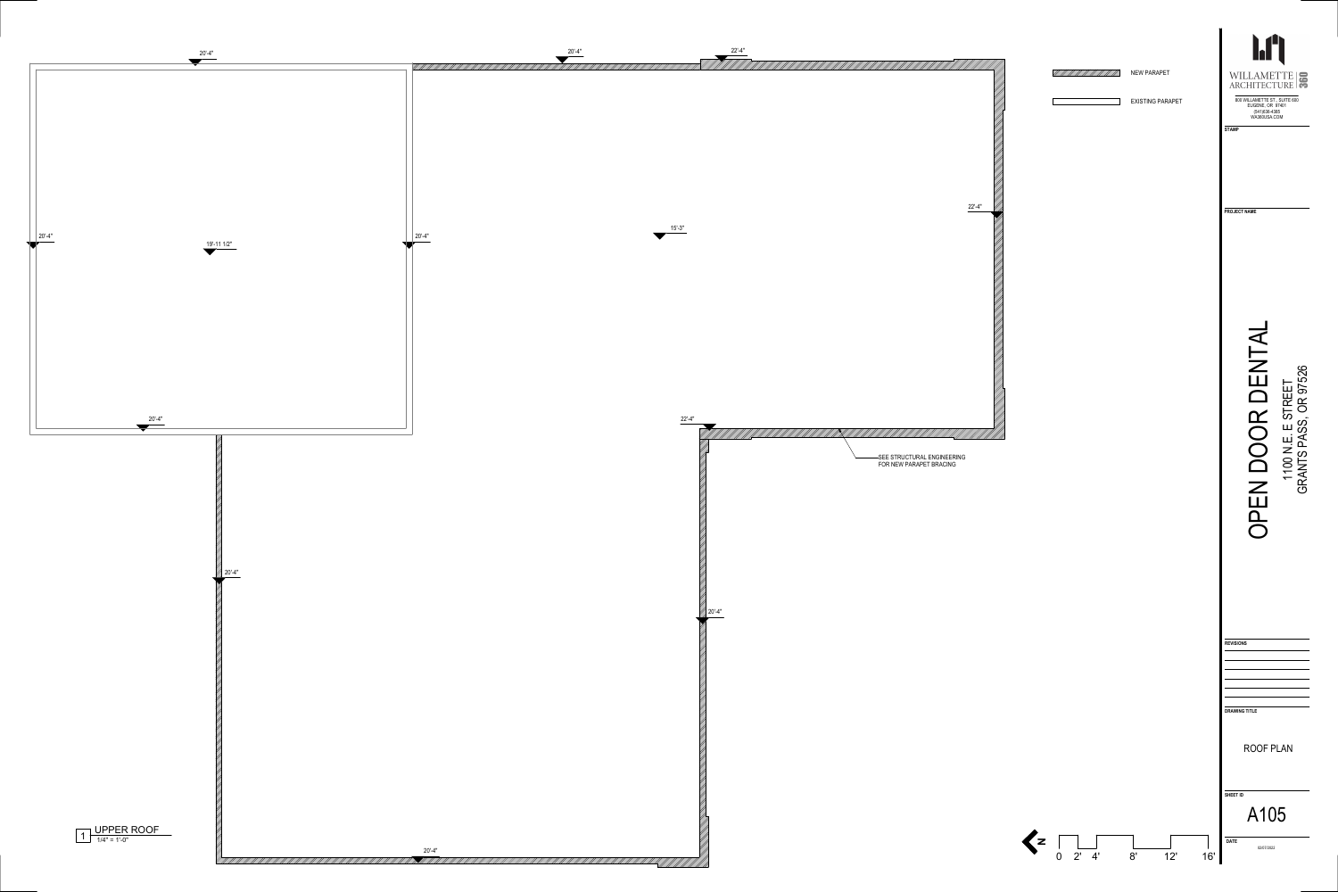20'-4"

20'-4"

22'-4"

20'-4"

19'-11 1/2"

20'-4"

15'-3"

22'-4"

20'-4"

22'-4"

SEE STRUCTURAL ENGINEERING FOR NEW PARAPET BRACING

20'-4"

20'-4"

20'-4"

NEW PARAPET

EXISTING PARAPET

1 UPPER ROOF
1/4" = 1'-0"

N

0 2' 4' 8' 12' 16'

WILLAMETTE ARCHITECTURE 360

800 WILLAMETTE ST., SUITE 680
EUGENE, OR 97401
(541)636-4385
WA360USA.COM

STAMP

PROJECT NAME

# OPEN DOOR DENTAL

1100 N.E. E STREET
GRANTS PASS, OR 97526

REVISIONS

DRAWING TITLE

ROOF PLAN

SHEET ID

A105

DATE

02/07/2022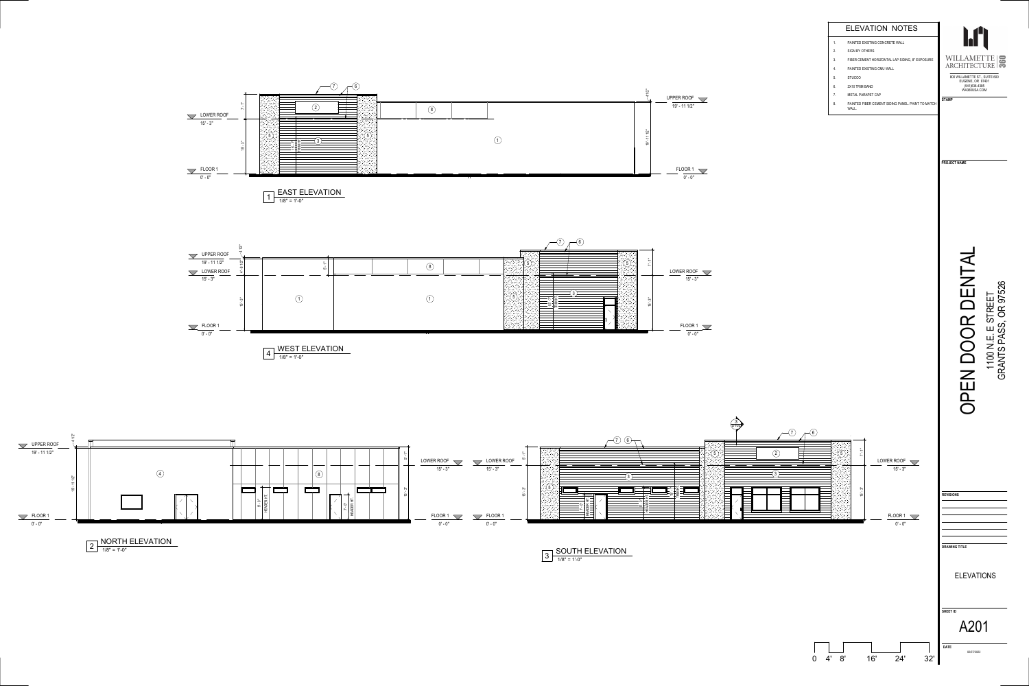## ELEVATION NOTES

1. PAINTED EXISTING CONCRETE WALL
2. SIGN BY OTHERS
3. FIBER CEMENT HORIZONTAL LAP SIDING, 6" EXPOSURE
4. PAINTED EXISTING CMU WALL
5. STUCCO
6. 2X10 TRIM BAND
7. METAL PARAPET CAP
8. PAINTED FIBER CEMENT SIDING PANEL. PAINT TO MATCH WALL.

WILLAMETTE ARCHITECTURE 360

808 WILLAMETTE ST., SUITE 600
EUGENE, OR 97401
(541)636-4385
WA360USA.COM

STAMP

PROJECT NAME

# OPEN DOOR DENTAL

1100 N.E. E STREET
GRANTS PASS, OR 97526

1 EAST ELEVATION
1/8" = 1'-0"

LOWER ROOF 15' - 3"
UPPER ROOF 19' - 11 1/2"
FLOOR 1 0' - 0"

4 WEST ELEVATION
1/8" = 1'-0"

UPPER ROOF 19' - 11 1/2"
LOWER ROOF 15' - 3"
FLOOR 1 0' - 0"

2 NORTH ELEVATION
1/8" = 1'-0"

UPPER ROOF 19' - 11 1/2"
LOWER ROOF 15' - 3"
FLOOR 1 0' - 0"

3 SOUTH ELEVATION
1/8" = 1'-0"

LOWER ROOF 15' - 3"
FLOOR 1 0' - 0"

0 4' 8' 16' 24' 32'

REVISIONS

DRAWING TITLE

ELEVATIONS

SHEET ID

A201

DATE

02/07/2022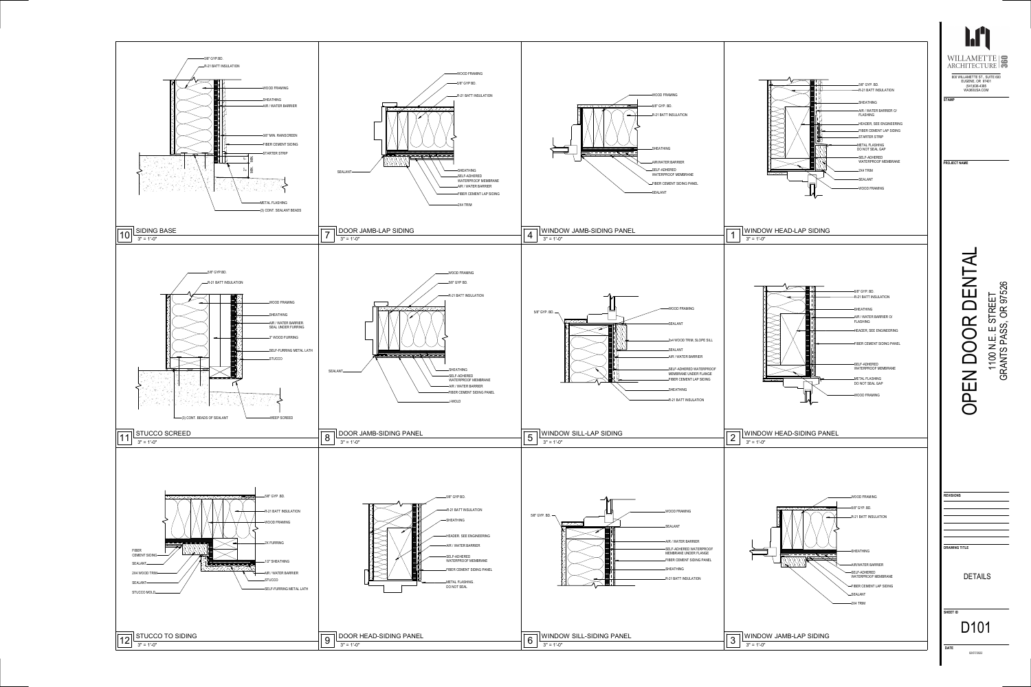## 10 SIDING BASE
3" = 1'-0"

- 5/8" GYP.BD.
- R-21 BATT INSULATION
- WOOD FRAMING
- SHEATHING
- AIR / WATER BARRIER
- 3/8" MIN. RAINSCREEN
- FIBER CEMENT SIDING
- STARTER STRIP
- 1" MIN.
- 2" MIN.
- METAL FLASHING
- (3) CONT. SEALANT BEADS

## 7 DOOR JAMB-LAP SIDING
3" = 1'-0"

- WOOD FRAMING
- 5/8" GYP.BD.
- R-21 BATT INSULATION
- SEALANT
- SHEATHING
- SELF-ADHERED WATERPROOF MEMBRANE
- AIR / WATER BARRIER
- FIBER CEMENT LAP SIDING
- 2X4 TRIM

## 4 WINDOW JAMB-SIDING PANEL
3" = 1'-0"

- WOOD FRAMING
- 5/8" GYP. BD.
- R-21 BATT INSULATION
- SHEATHING
- AIR/WATER BARRIER
- SELF-ADHERED WATERPROOF MEMBRANE
- FIBER CEMENT SIDING PANEL
- SEALANT

## 1 WINDOW HEAD-LAP SIDING
3" = 1'-0"

- 5/8" GYP. BD.
- R-21 BATT INSULATION
- SHEATHING
- AIR / WATER BARRIER O/ FLASHING
- HEADER, SEE ENGINEERING
- FIBER CEMENT LAP SIDING
- STARTER STRIP
- METAL FLASHING DO NOT SEAL GAP
- SELF-ADHERED WATERPROOF MEMBRANE
- 2X4 TRIM
- SEALANT
- WOOD FRAMING

## 11 STUCCO SCREED
3" = 1'-0"

- 5/8" GYP.BD.
- R-21 BATT INSULATION
- WOOD FRAMING
- SHEATHING
- AIR / WATER BARRIER. SEAL UNDER FURRING
- 3" WOOD FURRING
- SELF-FURRING METAL LATH
- STUCCO
- (3) CONT. BEADS OF SEALANT
- WEEP SCREED

## 8 DOOR JAMB-SIDING PANEL
3" = 1'-0"

- WOOD FRAMING
- 5/8" GYP. BD.
- R-21 BATT INSULATION
- SEALANT
- SHEATHING
- SELF-ADHERED WATERPROOF MEMBRANE
- AIR / WATER BARRIER
- FIBER CEMENT SIDING PANEL
- J-MOLD

## 5 WINDOW SILL-LAP SIDING
3" = 1'-0"

- 5/8" GYP. BD.
- WOOD FRAMING
- SEALANT
- 2x4 WOOD TRIM, SLOPE SILL
- SEALANT
- AIR / WATER BARRIER
- SELF-ADHERED WATERPROOF MEMBRANE UNDER FLANGE
- FIBER CEMENT LAP SIDING
- SHEATHING
- R-21 BATT INSULATION

## 2 WINDOW HEAD-SIDING PANEL
3" = 1'-0"

- 5/8" GYP. BD.
- R-21 BATT INSULATION
- SHEATHING
- AIR / WATER BARRIER O/ FLASHING
- HEADER, SEE ENGINEERING
- FIBER CEMENT SIDING PANEL
- SELF-ADHERED WATERPROOF MEMBRANE
- METAL FLASHING DO NOT SEAL GAP
- WOOD FRAMING

## 12 STUCCO TO SIDING
3" = 1'-0"

- 5/8" GYP .BD.
- R-21 BATT INSULATION
- WOOD FRAMING
- 2X FURRING
- FIBER CEMENT SIDING
- SEALANT
- 1/2" SHEATHING
- 2X4 WOOD TRIM
- AIR / WATER BARRIER
- SEALANT
- STUCCO
- STUCCO MOLD
- SELF-FURRING METAL LATH

## 9 DOOR HEAD-SIDING PANEL
3" = 1'-0"

- 5/8" GYP BD.
- R-21 BATT INSULATION
- SHEATHING
- HEADER, SEE ENGINEERING
- AIR / WATER BARRIER
- SELF-ADHERED WATERPROOF MEMBRANE
- FIBER CEMENT SIDING PANEL
- METAL FLASHING. DO NOT SEAL

## 6 WINDOW SILL-SIDING PANEL
3" = 1'-0"

- 5/8" GYP. BD.
- WOOD FRAMING
- SEALANT
- AIR / WATER BARRIER
- SELF-ADHERED WATERPROOF MEMBRANE UNDER FLANGE
- FIBER CEMENT SIDING PANEL
- SHEATHING
- R-21 BATT INSULATION

## 3 WINDOW JAMB-LAP SIDING
3" = 1'-0"

- WOOD FRAMING
- 5/8" GYP. BD.
- R-21 BATT INSULATION
- SHEATHING
- AIR/WATER BARRIER
- SELF-ADHERED WATERPROOF MEMBRANE
- FIBER CEMENT LAP SIDING
- SEALANT
- 2X4 TRIM

---

WILLAMETTE ARCHITECTURE 360
808 WILLAMETTE ST., SUITE 600
EUGENE, OR 97401
(541)636-4385
WA360USA.COM

STAMP

PROJECT NAME

# OPEN DOOR DENTAL
1100 N.E. E STREET
GRANTS PASS, OR 97526

REVISIONS

DRAWING TITLE

DETAILS

SHEET ID

D101

DATE
02/07/2022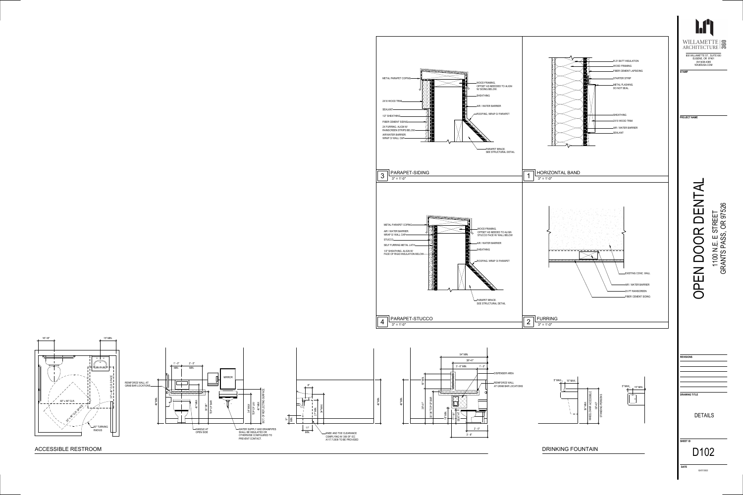## 3 PARAPET-SIDING

3" = 1'-0"

- METAL PARAPET COPING
- 2X10 WOOD TRIM
- SEALANT
- 1/2" SHEATHING
- FIBER CEMENT SIDING
- 2X FURRING. ALIGN W/ RAINSCREEN STRIPS BELOW
- AIR/WATER BARRIER. WRAP O/ WALL CAP
- WOOD FRAMING. OFFSET AS NEEDED TO ALIGN W/ SIDING BELOW.
- SHEATHING
- AIR / WATER BARRIER
- ROOFING. WRAP O/ PARAPET
- PARAPET BRACE. SEE STRUCTURAL DETAIL

## 1 HORIZONTAL BAND

3" = 1'-0"

- R-21 BATT INSULATION
- WOOD FRAMING
- FIBER CEMENT LAPSIDING
- STARTER STRIP
- METAL FLASHING. DO NOT SEAL.
- SHEATHING
- 2X10 WOOD TRIM
- AIR / WATER BARRIER
- SEALANT

## 4 PARAPET-STUCCO

3" = 1'-0"

- METAL PARAPET COPING
- AIR / WATER BARRIER. WRAP O/ WALL CAP
- STUCCO
- SELF FURRING METAL LATH
- 1/2" SHEATHING. ALIGN W/ FACE OF RIGID INSULATION BELOW
- WOOD FRAMING. OFFSET AS NEEDED TO ALIGN STUCCO FACE W/ WALL BELOW
- AIR / WATER BARRIER
- SHEATHING
- ROOFING. WRAP O/ PARAPET
- PARAPET BRACE. SEE STRUCTURAL DETAIL

## 2 FURRING

3" = 1'-0"

- EXISTING CONC. WALL
- AIR / WATER BARRIER
- 2X PT RAINSCREEN
- FIBER CEMENT SIDING

## ACCESSIBLE RESTROOM

- 16"-18"
- 15" MIN.
- 1/2" x 48" CLR. SPACE
- 60" x 56" CLR.
- 30" x 48" CLR. SPACE
- 60" TURNING RADIUS
- REINFORCE WALL AT GRAB BAR LOCATIONS
- 1'-0" MIN.
- 2'-0" MIN.
- MIRROR
- 48"MIN.
- 40" MAX.
- 33"-36" TOP OF BAR
- 34" MAX. TOP OF LAV
- 40" MAX. BOT. OF REFLECTING SURFACE
- HANDLE AT OPEN SIDE
- WATER SUPPLY AND DRAINPIPES SHALL BE INSULATED OR OTHERWISE CONFIGURED TO PREVENT CONTACT.
- 8"
- 9" MIN.
- 27" MIN.
- 34" MAX.
- 11" MIN.
- 48"MIN.
- KNEE AND TOE CLEARANCE COMPLYING W/ 306 OF ICC A117.1-2009 TO BE PROVIDED
- 54" MIN.
- 39"-41"
- 3'-6" MIN.
- 1'-0"
- 18" MIN.
- DISPENSER AREA
- REINFORCE WALL AT GRAB BAR LOCATIONS
- 48"MIN.
- 33"-36" TOP OF BAR
- 18" MIN.
- 17"-19" SEAT HT.
- 2'-0"
- 3'-6"

## DRINKING FOUNTAIN

- 5" MAX.
- 15" MAX.
- 36" MAX. WHEELCHAIR ACCESSIBLE
- 38"-43" STANDING PERSONS
- 5" MAX.
- 15" MIN.

---

WILLAMETTE ARCHITECTURE 360

800 WILLAMETTE ST., SUITE 600
EUGENE, OR 97401
(541)636-4385
WA360USA.COM

STAMP

PROJECT NAME

# OPEN DOOR DENTAL

1100 N.E. E STREET
GRANTS PASS, OR 97526

REVISIONS

DRAWING TITLE

DETAILS

SHEET ID

D102

DATE

02/07/2022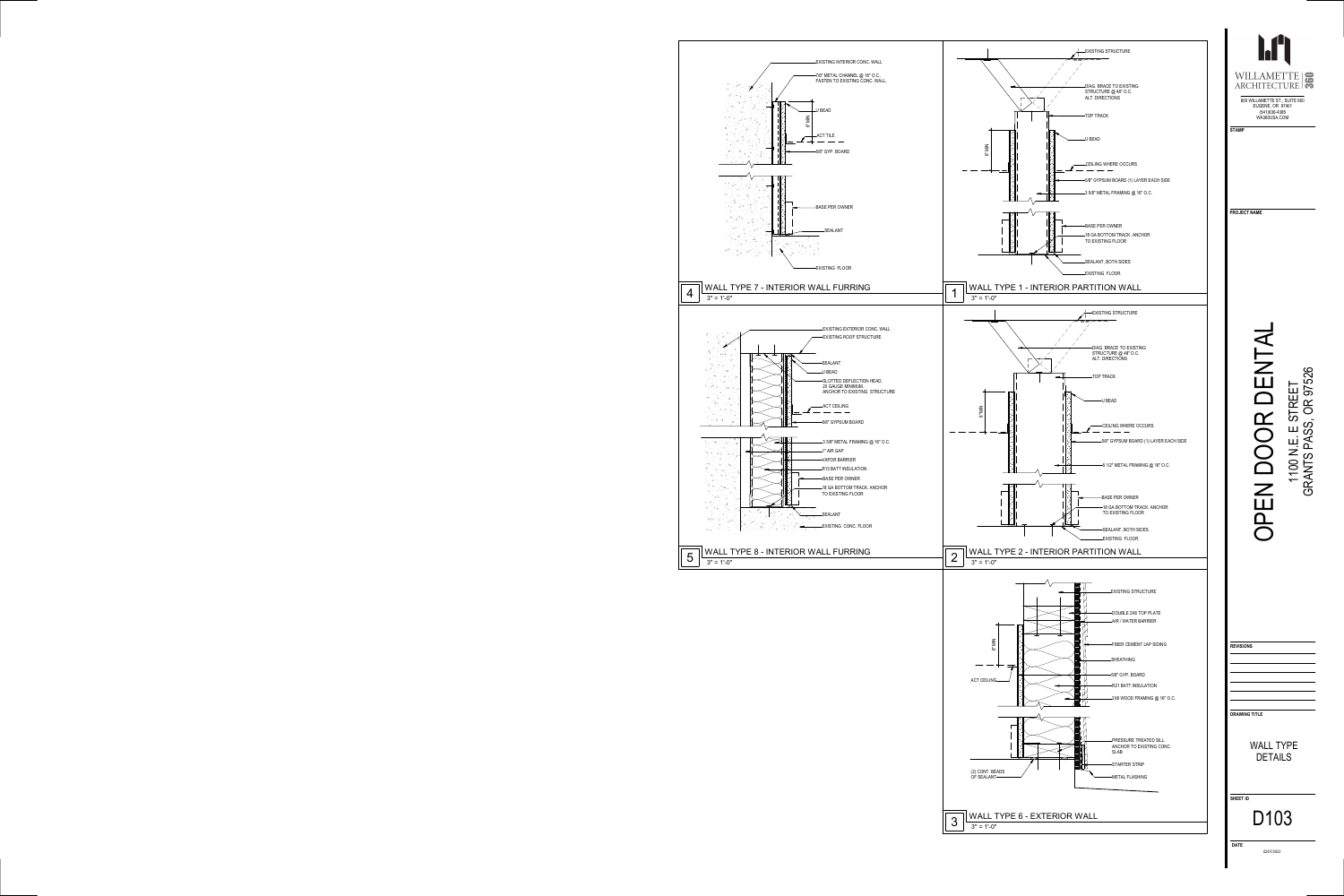## 4 WALL TYPE 7 - INTERIOR WALL FURRING

3" = 1'-0"

- EXISTING INTERIOR CONC. WALL
- 7/8" METAL CHANNEL @ 16" O.C., FASTEN TO EXISTING CONC. WALL.
- J BEAD
- 6" MIN.
- ACT TILE
- 5/8" GYP. BOARD
- BASE PER OWNER
- SEALANT
- EXISTING FLOOR

## 1 WALL TYPE 1 - INTERIOR PARTITION WALL

3" = 1'-0"

- EXISTING STRUCTURE
- DIAG. BRACE TO EXISTING STRUCTURE @ 48" O.C. ALT. DIRECTIONS
- TOP TRACK
- 6" MIN.
- J BEAD
- CEILING WHERE OCCURS
- 5/8" GYPSUM BOARD (1) LAYER EACH SIDE
- 3 5/8" METAL FRAMING @ 16" O.C.
- BASE PER OWNER
- 18 GA BOTTOM TRACK. ANCHOR TO EXISTING FLOOR
- SEALANT, BOTH SIDES
- EXISTING FLOOR

## 5 WALL TYPE 8 - INTERIOR WALL FURRING

3" = 1'-0"

- EXISTING EXTERIOR CONC. WALL
- EXISTING ROOF STRUCTURE
- SEALANT
- J BEAD
- SLOTTED DEFLECTION HEAD, 20 GAUGE MINIMUM, ANCHOR TO EXISTING STRUCTURE
- ACT CEILING
- 5/8" GYPSUM BOARD
- 3 5/8" METAL FRAMING @ 16" O.C.
- 1" AIR GAP
- VAPOR BARRIER
- R13 BATT INSULATION
- BASE PER OWNER
- 18 GA BOTTOM TRACK. ANCHOR TO EXISTING FLOOR
- SEALANT
- EXISTING CONC. FLOOR

## 2 WALL TYPE 2 - INTERIOR PARTITION WALL

3" = 1'-0"

- EXISTING STRUCTURE
- DIAG. BRACE TO EXISTING STRUCTURE @ 48" O.C. ALT. DIRECTIONS
- TOP TRACK
- 6" MIN.
- J BEAD
- CEILING WHERE OCCURS
- 5/8" GYPSUM BOARD (1) LAYER EACH SIDE
- 5 1/2" METAL FRAMING @ 16" O.C.
- BASE PER OWNER
- 18 GA BOTTOM TRACK. ANCHOR TO EXISTING FLOOR
- SEALANT, BOTH SIDES
- EXISTING FLOOR

## 3 WALL TYPE 6 - EXTERIOR WALL

3" = 1'-0"

- EXISTING STRUCTURE
- DOUBLE 2X6 TOP PLATE
- AIR / WATER BARRIER
- 6" MIN.
- FIBER CEMENT LAP SIDING
- SHEATHING
- ACT CEILING
- 5/8" GYP. BOARD
- R21 BATT INSULATION
- 2X6 WOOD FRAMING @ 16" O.C.
- PRESSURE TREATED SILL ANCHOR TO EXISTING CONC. SLAB
- STARTER STRIP
- METAL FLASHING
- (2) CONT. BEADS OF SEALANT

---

WILLAMETTE ARCHITECTURE 360

800 WILLAMETTE ST., SUITE 600
EUGENE, OR 97401
(541)636-4385
WA360USA.COM

STAMP

PROJECT NAME

# OPEN DOOR DENTAL

1100 N.E. E STREET
GRANTS PASS, OR 97526

REVISIONS

DRAWING TITLE

WALL TYPE DETAILS

SHEET ID

D103

DATE

02/07/2022